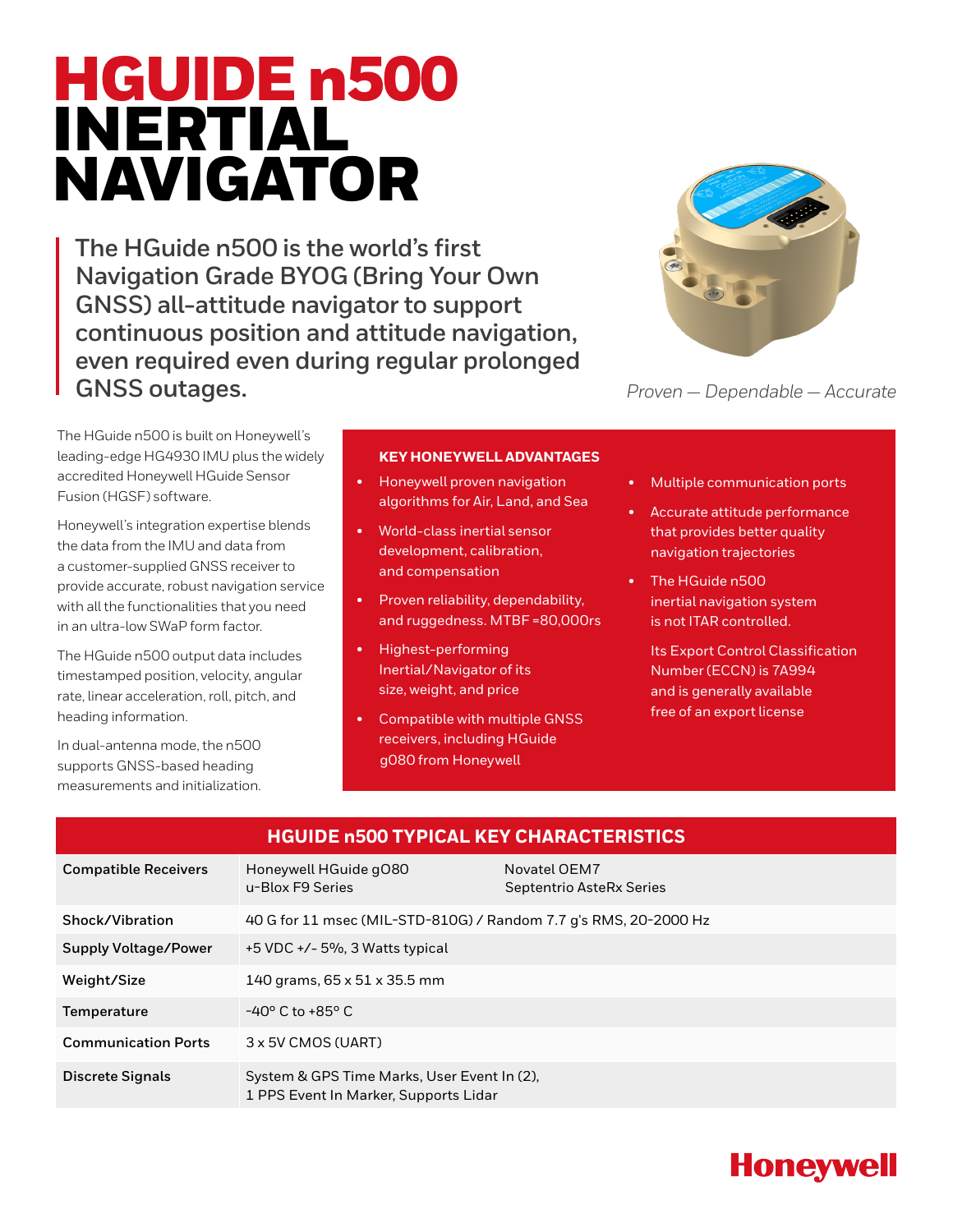# HGUIDE n500 INERTIAL NAVIGATOR

**The HGuide n500 is the world's first Navigation Grade BYOG (Bring Your Own GNSS) all-attitude navigator to support continuous position and attitude navigation, even required even during regular prolonged GNSS outages.**

*Proven — Dependable — Accurate*

The HGuide n500 is built on Honeywell's leading-edge HG4930 IMU plus the widely accredited Honeywell HGuide Sensor Fusion (HGSF) software.

Honeywell's integration expertise blends the data from the IMU and data from a customer-supplied GNSS receiver to provide accurate, robust navigation service with all the functionalities that you need in an ultra-low SWaP form factor.

The HGuide n500 output data includes timestamped position, velocity, angular rate, linear acceleration, roll, pitch, and heading information.

In dual-antenna mode, the n500 supports GNSS-based heading measurements and initialization.

## KEY HONEYWELL ADVANTAGES

- Honeywell proven navigation algorithms for Air, Land, and Sea
- World-class inertial sensor development, calibration, and compensation
- Proven reliability, dependability, and ruggedness. MTBF =80,000rs
- Highest-performing Inertial/Navigator of its size, weight, and price
- Compatible with multiple GNSS receivers, including HGuide g080 from Honeywell
- Multiple communication ports
- Accurate attitude performance that provides better quality navigation trajectories
- The HGuide n500 inertial navigation system is not ITAR controlled.

  Its Export Control Classification Number (ECCN) is 7A994 and is generally available free of an export license

## HGUIDE n500 TYPICAL KEY CHARACTERISTICS

| | | |
|---|---|---|
| **Compatible Receivers** | Honeywell HGuide g080<br>u-Blox F9 Series | Novatel OEM7<br>Septentrio AsteRx Series |
| **Shock/Vibration** | 40 G for 11 msec (MIL-STD-810G) / Random 7.7 g's RMS, 20-2000 Hz | |
| **Supply Voltage/Power** | +5 VDC +/- 5%, 3 Watts typical | |
| **Weight/Size** | 140 grams, 65 x 51 x 35.5 mm | |
| **Temperature** | -40° C to +85° C | |
| **Communication Ports** | 3 x 5V CMOS (UART) | |
| **Discrete Signals** | System & GPS Time Marks, User Event In (2),<br>1 PPS Event In Marker, Supports Lidar | |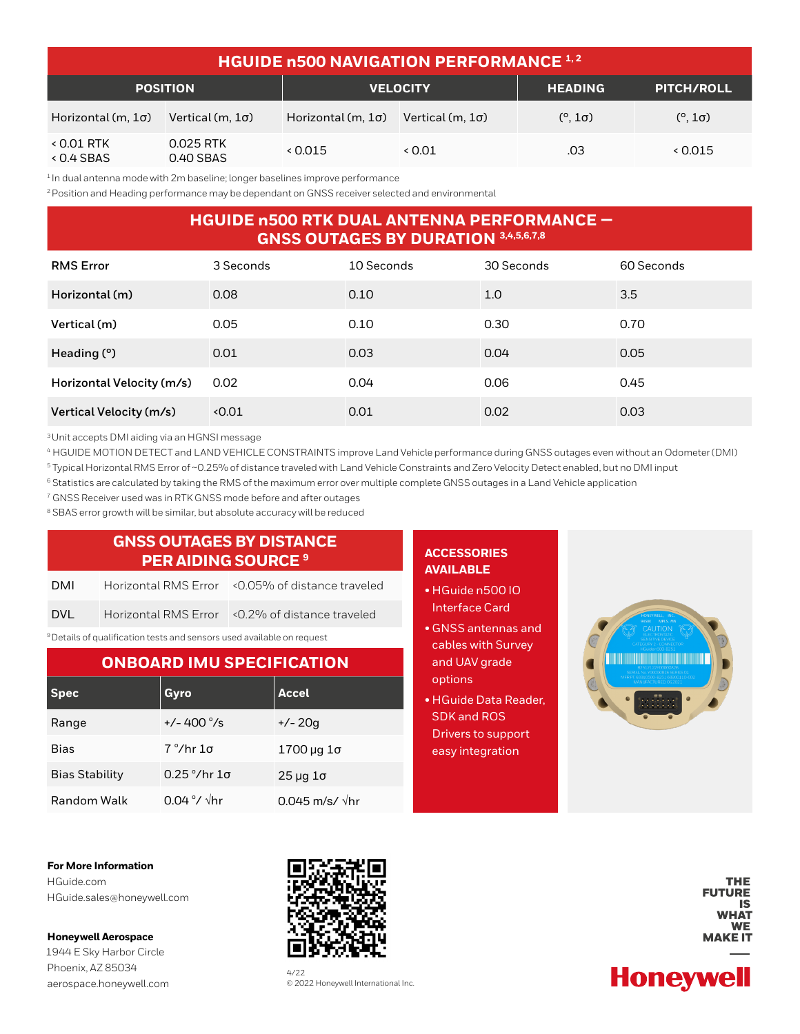## HGUIDE n500 NAVIGATION PERFORMANCE [1, 2]

| POSITION | | VELOCITY | | HEADING | PITCH/ROLL |
|---|---|---|---|---|---|
| Horizontal (m, 1σ) | Vertical (m, 1σ) | Horizontal (m, 1σ) | Vertical (m, 1σ) | (°, 1σ) | (°, 1σ) |
| < 0.01 RTK<br>< 0.4 SBAS | 0.025 RTK<br>0.40 SBAS | < 0.015 | < 0.01 | .03 | < 0.015 |

[1] In dual antenna mode with 2m baseline; longer baselines improve performance

[2] Position and Heading performance may be dependant on GNSS receiver selected and environmental

## HGUIDE n500 RTK DUAL ANTENNA PERFORMANCE — GNSS OUTAGES BY DURATION [3,4,5,6,7,8]

| RMS Error | 3 Seconds | 10 Seconds | 30 Seconds | 60 Seconds |
|---|---|---|---|---|
| **Horizontal (m)** | 0.08 | 0.10 | 1.0 | 3.5 |
| **Vertical (m)** | 0.05 | 0.10 | 0.30 | 0.70 |
| **Heading (°)** | 0.01 | 0.03 | 0.04 | 0.05 |
| **Horizontal Velocity (m/s)** | 0.02 | 0.04 | 0.06 | 0.45 |
| **Vertical Velocity (m/s)** | <0.01 | 0.01 | 0.02 | 0.03 |

[3] Unit accepts DMI aiding via an HGNSI message

[4] HGUIDE MOTION DETECT and LAND VEHICLE CONSTRAINTS improve Land Vehicle performance during GNSS outages even without an Odometer (DMI)

[5] Typical Horizontal RMS Error of ~0.25% of distance traveled with Land Vehicle Constraints and Zero Velocity Detect enabled, but no DMI input

[6] Statistics are calculated by taking the RMS of the maximum error over multiple complete GNSS outages in a Land Vehicle application

[7] GNSS Receiver used was in RTK GNSS mode before and after outages

[8] SBAS error growth will be similar, but absolute accuracy will be reduced

## GNSS OUTAGES BY DISTANCE PER AIDING SOURCE [9]

| | | |
|---|---|---|
| DMI | Horizontal RMS Error | <0.05% of distance traveled |
| DVL | Horizontal RMS Error | <0.2% of distance traveled |

[9] Details of qualification tests and sensors used available on request

## ONBOARD IMU SPECIFICATION

| Spec | Gyro | Accel |
|---|---|---|
| Range | +/- 400 °/s | +/- 20g |
| Bias | 7 °/hr 1σ | 1700 µg 1σ |
| Bias Stability | 0.25 °/hr 1σ | 25 µg 1σ |
| Random Walk | 0.04 °/ √hr | 0.045 m/s/ √hr |

## ACCESSORIES AVAILABLE

- HGuide n500 IO Interface Card
- GNSS antennas and cables with Survey and UAV grade options
- HGuide Data Reader, SDK and ROS Drivers to support easy integration

**For More Information**
HGuide.com
HGuide.sales@honeywell.com

**Honeywell Aerospace**
1944 E Sky Harbor Circle
Phoenix, AZ 85034
aerospace.honeywell.com

4/22
© 2022 Honeywell International Inc.

THE FUTURE IS WHAT WE MAKE IT

Honeywell